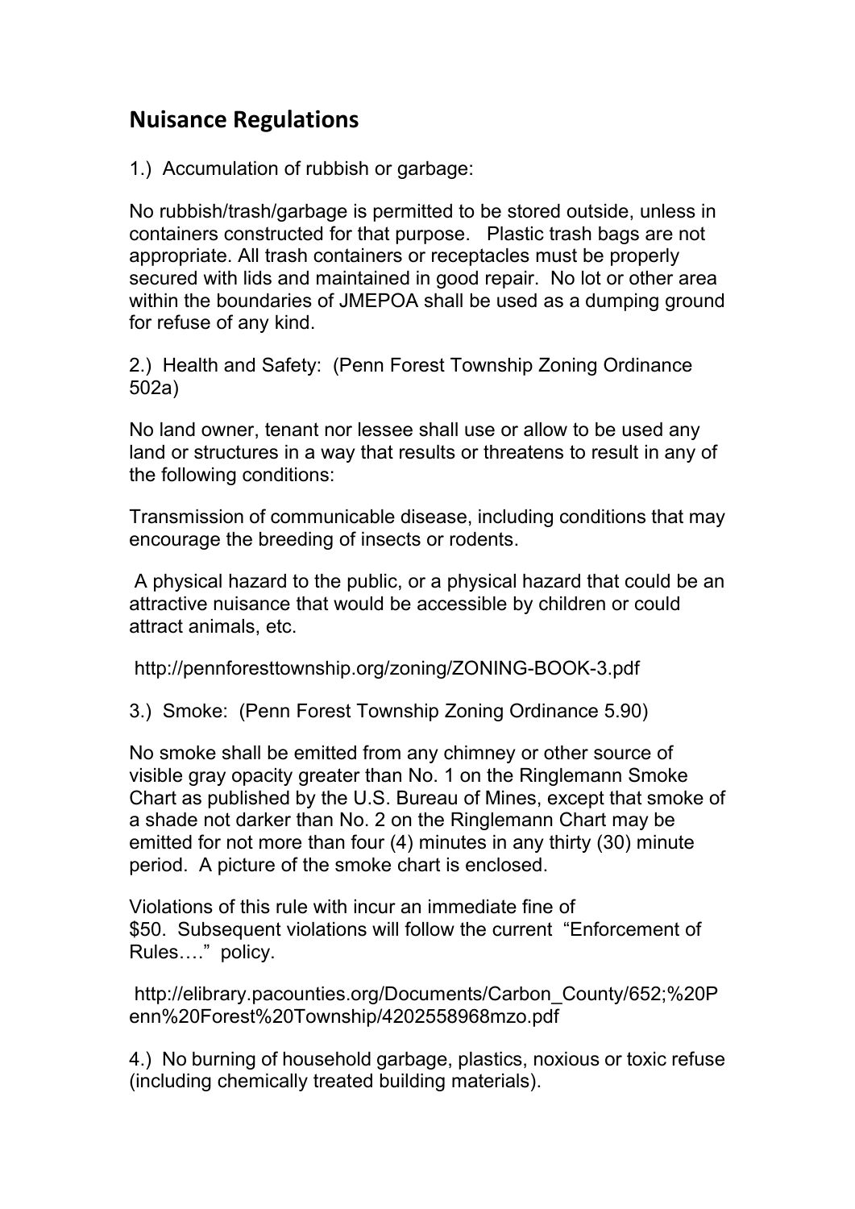## Nuisance Regulations

1.) Accumulation of rubbish or garbage:

No rubbish/trash/garbage is permitted to be stored outside, unless in containers constructed for that purpose. Plastic trash bags are not appropriate. All trash containers or receptacles must be properly secured with lids and maintained in good repair. No lot or other area within the boundaries of JMEPOA shall be used as a dumping ground for refuse of any kind.

2.) Health and Safety: (Penn Forest Township Zoning Ordinance 502a)

No land owner, tenant nor lessee shall use or allow to be used any land or structures in a way that results or threatens to result in any of the following conditions:

Transmission of communicable disease, including conditions that may encourage the breeding of insects or rodents.

A physical hazard to the public, or a physical hazard that could be an attractive nuisance that would be accessible by children or could attract animals, etc.

http://pennforesttownship.org/zoning/ZONING-BOOK-3.pdf

3.) Smoke: (Penn Forest Township Zoning Ordinance 5.90)

No smoke shall be emitted from any chimney or other source of visible gray opacity greater than No. 1 on the Ringlemann Smoke Chart as published by the U.S. Bureau of Mines, except that smoke of a shade not darker than No. 2 on the Ringlemann Chart may be emitted for not more than four (4) minutes in any thirty (30) minute period. A picture of the smoke chart is enclosed.

Violations of this rule with incur an immediate fine of $50. Subsequent violations will follow the current "Enforcement of Rules…." policy.

http://elibrary.pacounties.org/Documents/Carbon_County/652;%20Penn%20Forest%20Township/4202558968mzo.pdf

4.) No burning of household garbage, plastics, noxious or toxic refuse (including chemically treated building materials).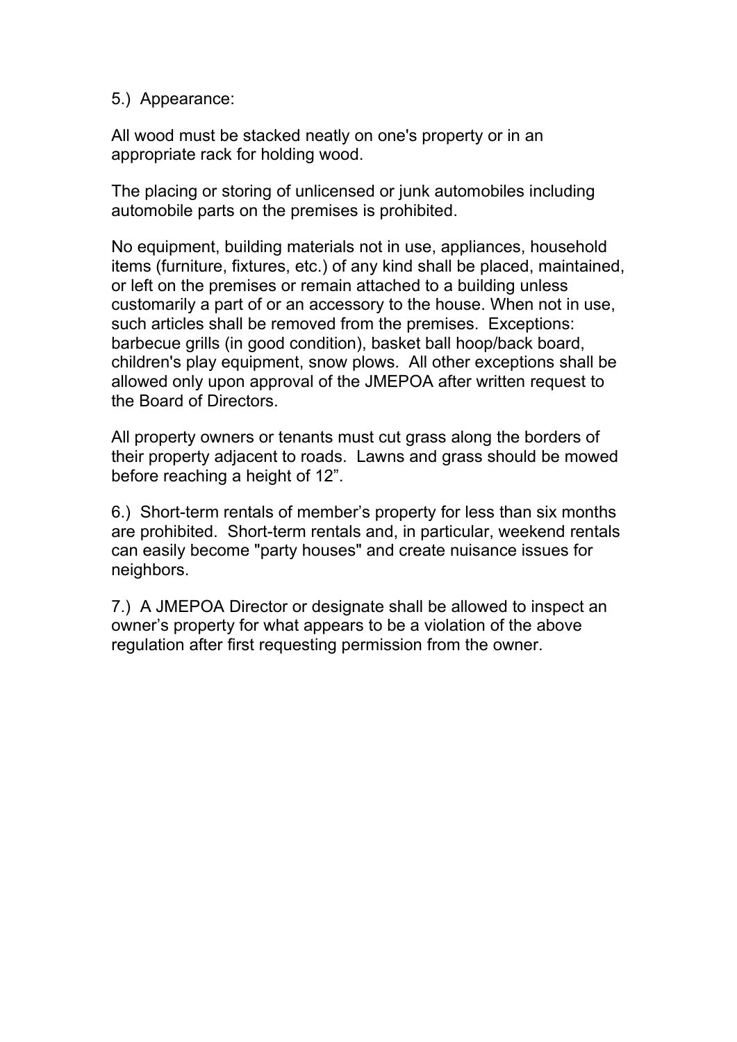5.) Appearance:

All wood must be stacked neatly on one's property or in an appropriate rack for holding wood.

The placing or storing of unlicensed or junk automobiles including automobile parts on the premises is prohibited.

No equipment, building materials not in use, appliances, household items (furniture, fixtures, etc.) of any kind shall be placed, maintained, or left on the premises or remain attached to a building unless customarily a part of or an accessory to the house. When not in use, such articles shall be removed from the premises. Exceptions: barbecue grills (in good condition), basket ball hoop/back board, children's play equipment, snow plows. All other exceptions shall be allowed only upon approval of the JMEPOA after written request to the Board of Directors.

All property owners or tenants must cut grass along the borders of their property adjacent to roads. Lawns and grass should be mowed before reaching a height of 12”.

6.) Short-term rentals of member’s property for less than six months are prohibited. Short-term rentals and, in particular, weekend rentals can easily become "party houses" and create nuisance issues for neighbors.

7.) A JMEPOA Director or designate shall be allowed to inspect an owner’s property for what appears to be a violation of the above regulation after first requesting permission from the owner.